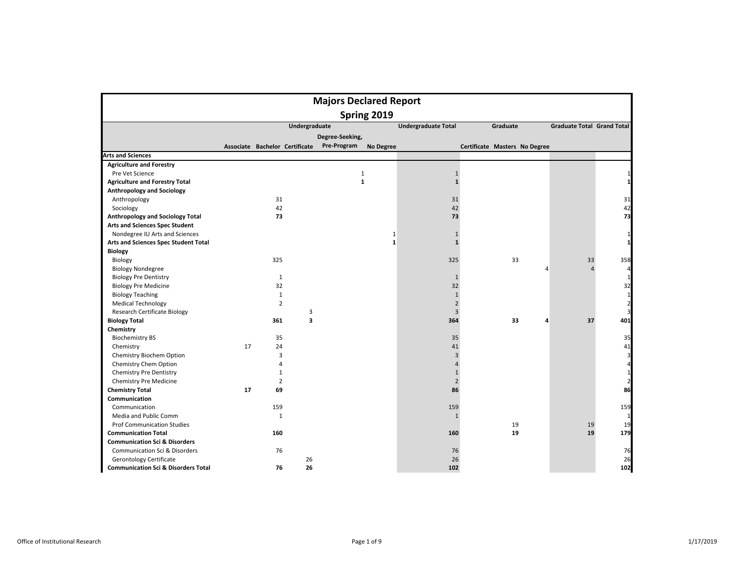# Majors Declared Report

## Spring 2019

| | Undergraduate | | | | | Undergraduate Total | Graduate | | | Graduate Total | Grand Total |
|---|---|---|---|---|---|---|---|---|---|---|---|
| | Associate | Bachelor | Certificate | Degree-Seeking, Pre-Program | No Degree | | Certificate | Masters | No Degree | | |
| **Arts and Sciences** | | | | | | | | | | | |
| **Agriculture and Forestry** | | | | | | | | | | | |
| Pre Vet Science | | | | 1 | | 1 | | | | | 1 |
| **Agriculture and Forestry Total** | | | | **1** | | **1** | | | | | **1** |
| **Anthropology and Sociology** | | | | | | | | | | | |
| Anthropology | | 31 | | | | 31 | | | | | 31 |
| Sociology | | 42 | | | | 42 | | | | | 42 |
| **Anthropology and Sociology Total** | | **73** | | | | **73** | | | | | **73** |
| **Arts and Sciences Spec Student** | | | | | | | | | | | |
| Nondegree IU Arts and Sciences | | | | | 1 | 1 | | | | | 1 |
| **Arts and Sciences Spec Student Total** | | | | | **1** | **1** | | | | | **1** |
| **Biology** | | | | | | | | | | | |
| Biology | | 325 | | | | 325 | | 33 | | 33 | 358 |
| Biology Nondegree | | | | | | | | | 4 | 4 | 4 |
| Biology Pre Dentistry | | 1 | | | | 1 | | | | | 1 |
| Biology Pre Medicine | | 32 | | | | 32 | | | | | 32 |
| Biology Teaching | | 1 | | | | 1 | | | | | 1 |
| Medical Technology | | 2 | | | | 2 | | | | | 2 |
| Research Certificate Biology | | | 3 | | | 3 | | | | | 3 |
| **Biology Total** | | **361** | **3** | | | **364** | | **33** | **4** | **37** | **401** |
| **Chemistry** | | | | | | | | | | | |
| Biochemistry BS | | 35 | | | | 35 | | | | | 35 |
| Chemistry | 17 | 24 | | | | 41 | | | | | 41 |
| Chemistry Biochem Option | | 3 | | | | 3 | | | | | 3 |
| Chemistry Chem Option | | 4 | | | | 4 | | | | | 4 |
| Chemistry Pre Dentistry | | 1 | | | | 1 | | | | | 1 |
| Chemistry Pre Medicine | | 2 | | | | 2 | | | | | 2 |
| **Chemistry Total** | **17** | **69** | | | | **86** | | | | | **86** |
| **Communication** | | | | | | | | | | | |
| Communication | | 159 | | | | 159 | | | | | 159 |
| Media and Public Comm | | 1 | | | | 1 | | | | | 1 |
| Prof Communication Studies | | | | | | | | 19 | | 19 | 19 |
| **Communication Total** | | **160** | | | | **160** | | **19** | | **19** | **179** |
| **Communication Sci & Disorders** | | | | | | | | | | | |
| Communication Sci & Disorders | | 76 | | | | 76 | | | | | 76 |
| Gerontology Certificate | | | 26 | | | 26 | | | | | 26 |
| **Communication Sci & Disorders Total** | | **76** | **26** | | | **102** | | | | | **102** |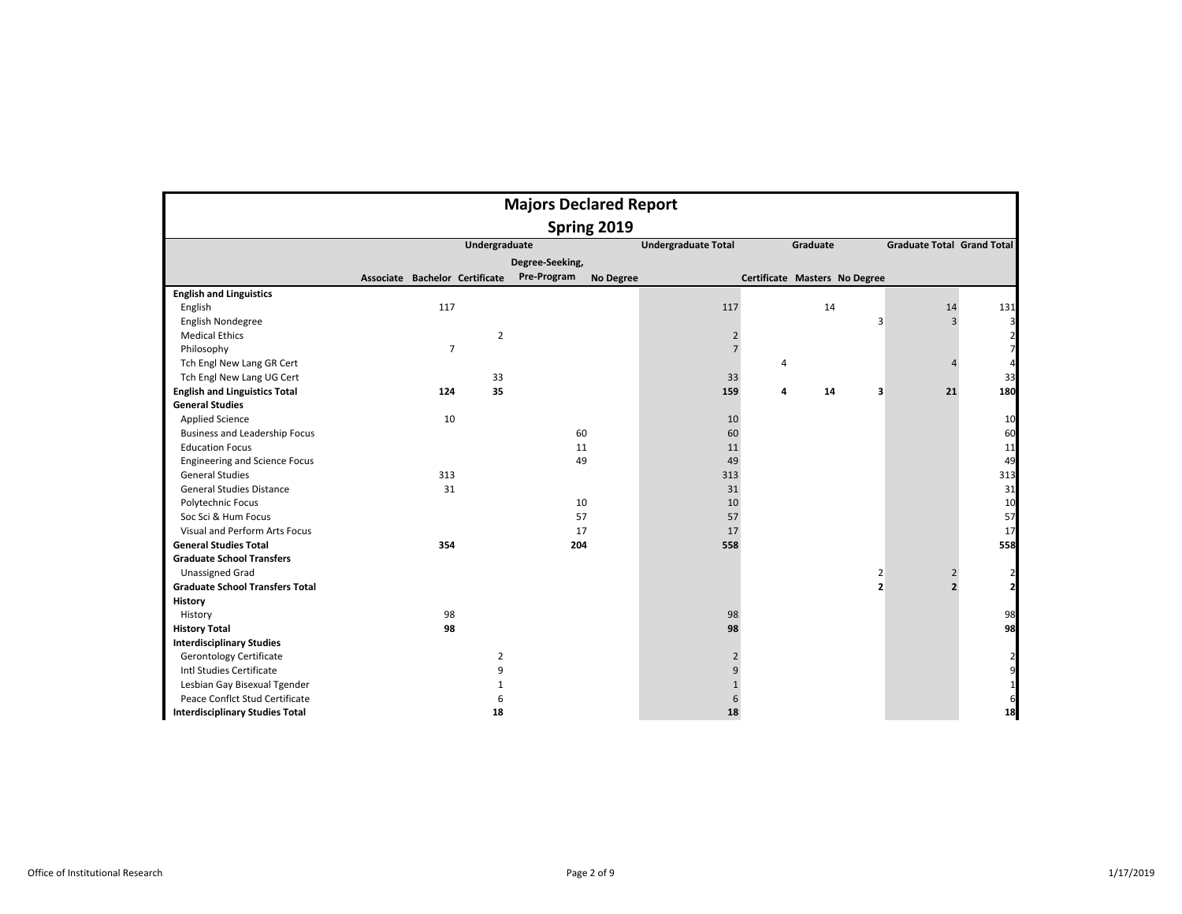# Majors Declared Report

## Spring 2019

| | Undergraduate | | | | | Undergraduate Total | Graduate | | | Graduate Total | Grand Total |
|---|---|---|---|---|---|---|---|---|---|---|---|
| | Associate | Bachelor | Certificate | Degree-Seeking, Pre-Program | No Degree | | Certificate | Masters | No Degree | | |
| **English and Linguistics** | | | | | | | | | | | |
| English | | 117 | | | | 117 | | 14 | | 14 | 131 |
| English Nondegree | | | | | | | | | 3 | 3 | 3 |
| Medical Ethics | | | 2 | | | 2 | | | | | 2 |
| Philosophy | | 7 | | | | 7 | | | | | 7 |
| Tch Engl New Lang GR Cert | | | | | | | 4 | | | 4 | 4 |
| Tch Engl New Lang UG Cert | | | 33 | | | 33 | | | | | 33 |
| **English and Linguistics Total** | | **124** | **35** | | | **159** | **4** | **14** | **3** | **21** | **180** |
| **General Studies** | | | | | | | | | | | |
| Applied Science | | 10 | | | | 10 | | | | | 10 |
| Business and Leadership Focus | | | | 60 | | 60 | | | | | 60 |
| Education Focus | | | | 11 | | 11 | | | | | 11 |
| Engineering and Science Focus | | | | 49 | | 49 | | | | | 49 |
| General Studies | | 313 | | | | 313 | | | | | 313 |
| General Studies Distance | | 31 | | | | 31 | | | | | 31 |
| Polytechnic Focus | | | | 10 | | 10 | | | | | 10 |
| Soc Sci & Hum Focus | | | | 57 | | 57 | | | | | 57 |
| Visual and Perform Arts Focus | | | | 17 | | 17 | | | | | 17 |
| **General Studies Total** | | **354** | | **204** | | **558** | | | | | **558** |
| **Graduate School Transfers** | | | | | | | | | | | |
| Unassigned Grad | | | | | | | | | 2 | 2 | 2 |
| **Graduate School Transfers Total** | | | | | | | | | **2** | **2** | **2** |
| **History** | | | | | | | | | | | |
| History | | 98 | | | | 98 | | | | | 98 |
| **History Total** | | **98** | | | | **98** | | | | | **98** |
| **Interdisciplinary Studies** | | | | | | | | | | | |
| Gerontology Certificate | | | 2 | | | 2 | | | | | 2 |
| Intl Studies Certificate | | | 9 | | | 9 | | | | | 9 |
| Lesbian Gay Bisexual Tgender | | | 1 | | | 1 | | | | | 1 |
| Peace Conflct Stud Certificate | | | 6 | | | 6 | | | | | 6 |
| **Interdisciplinary Studies Total** | | | **18** | | | **18** | | | | | **18** |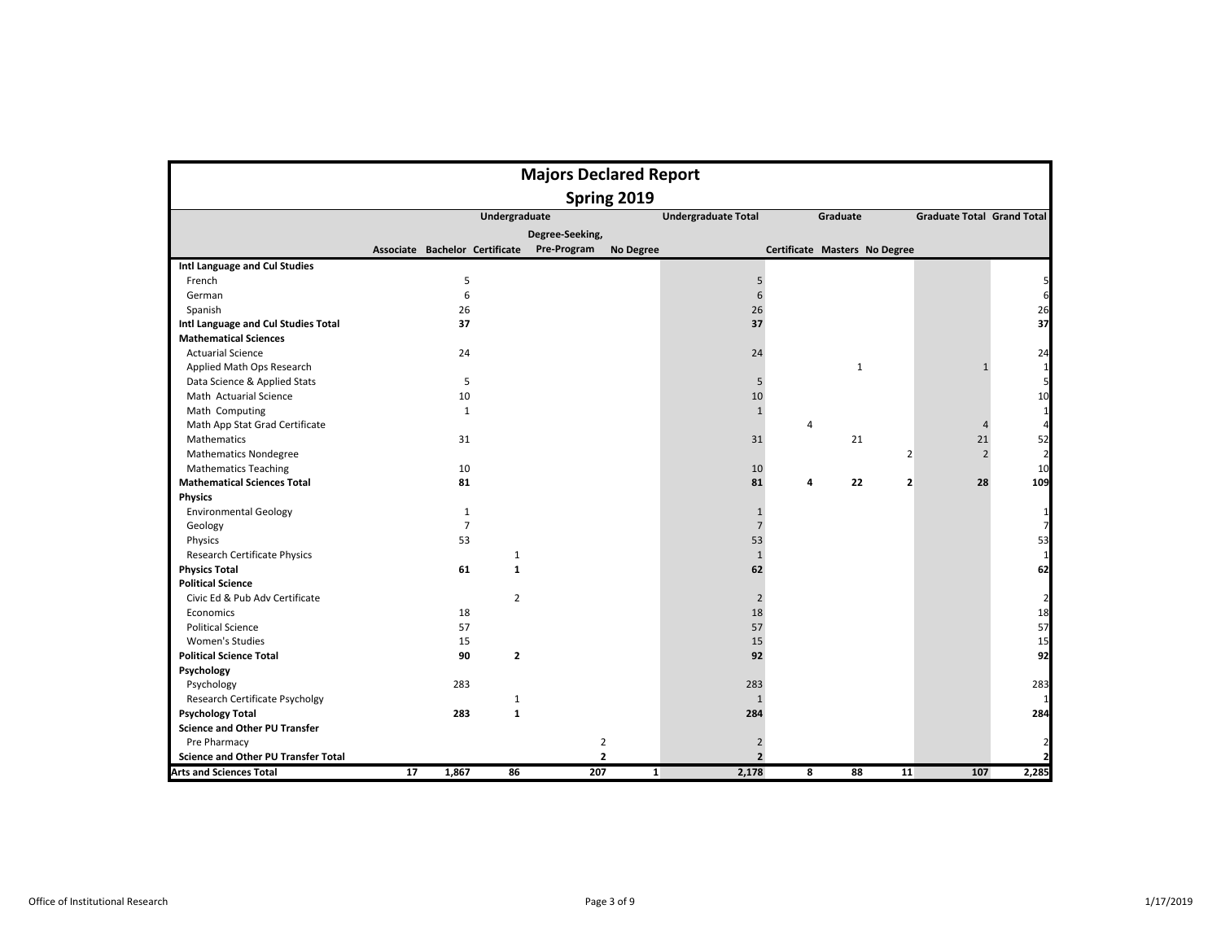# Majors Declared Report

## Spring 2019

| | Undergraduate | | | | | Undergraduate Total | Graduate | | | Graduate Total | Grand Total |
|---|---|---|---|---|---|---|---|---|---|---|---|
| | Associate | Bachelor | Certificate | Degree-Seeking, Pre-Program | No Degree | | Certificate | Masters | No Degree | | |
| **Intl Language and Cul Studies** | | | | | | | | | | | |
| French | | 5 | | | | 5 | | | | | 5 |
| German | | 6 | | | | 6 | | | | | 6 |
| Spanish | | 26 | | | | 26 | | | | | 26 |
| **Intl Language and Cul Studies Total** | | **37** | | | | **37** | | | | | **37** |
| **Mathematical Sciences** | | | | | | | | | | | |
| Actuarial Science | | 24 | | | | 24 | | | | | 24 |
| Applied Math Ops Research | | | | | | | | 1 | | 1 | 1 |
| Data Science & Applied Stats | | 5 | | | | 5 | | | | | 5 |
| Math Actuarial Science | | 10 | | | | 10 | | | | | 10 |
| Math Computing | | 1 | | | | 1 | | | | | 1 |
| Math App Stat Grad Certificate | | | | | | | 4 | | | 4 | 4 |
| Mathematics | | 31 | | | | 31 | | 21 | | 21 | 52 |
| Mathematics Nondegree | | | | | | | | | 2 | 2 | 2 |
| Mathematics Teaching | | 10 | | | | 10 | | | | | 10 |
| **Mathematical Sciences Total** | | **81** | | | | **81** | **4** | **22** | **2** | **28** | **109** |
| **Physics** | | | | | | | | | | | |
| Environmental Geology | | 1 | | | | 1 | | | | | 1 |
| Geology | | 7 | | | | 7 | | | | | 7 |
| Physics | | 53 | | | | 53 | | | | | 53 |
| Research Certificate Physics | | | 1 | | | 1 | | | | | 1 |
| **Physics Total** | | **61** | **1** | | | **62** | | | | | **62** |
| **Political Science** | | | | | | | | | | | |
| Civic Ed & Pub Adv Certificate | | | 2 | | | 2 | | | | | 2 |
| Economics | | 18 | | | | 18 | | | | | 18 |
| Political Science | | 57 | | | | 57 | | | | | 57 |
| Women's Studies | | 15 | | | | 15 | | | | | 15 |
| **Political Science Total** | | **90** | **2** | | | **92** | | | | | **92** |
| **Psychology** | | | | | | | | | | | |
| Psychology | | 283 | | | | 283 | | | | | 283 |
| Research Certificate Psycholgy | | | 1 | | | 1 | | | | | 1 |
| **Psychology Total** | | **283** | **1** | | | **284** | | | | | **284** |
| **Science and Other PU Transfer** | | | | | | | | | | | |
| Pre Pharmacy | | | | 2 | | 2 | | | | | 2 |
| **Science and Other PU Transfer Total** | | | | **2** | | **2** | | | | | **2** |
| **Arts and Sciences Total** | **17** | **1,867** | **86** | **207** | **1** | **2,178** | **8** | **88** | **11** | **107** | **2,285** |

Office of Institutional Research — 1/17/2019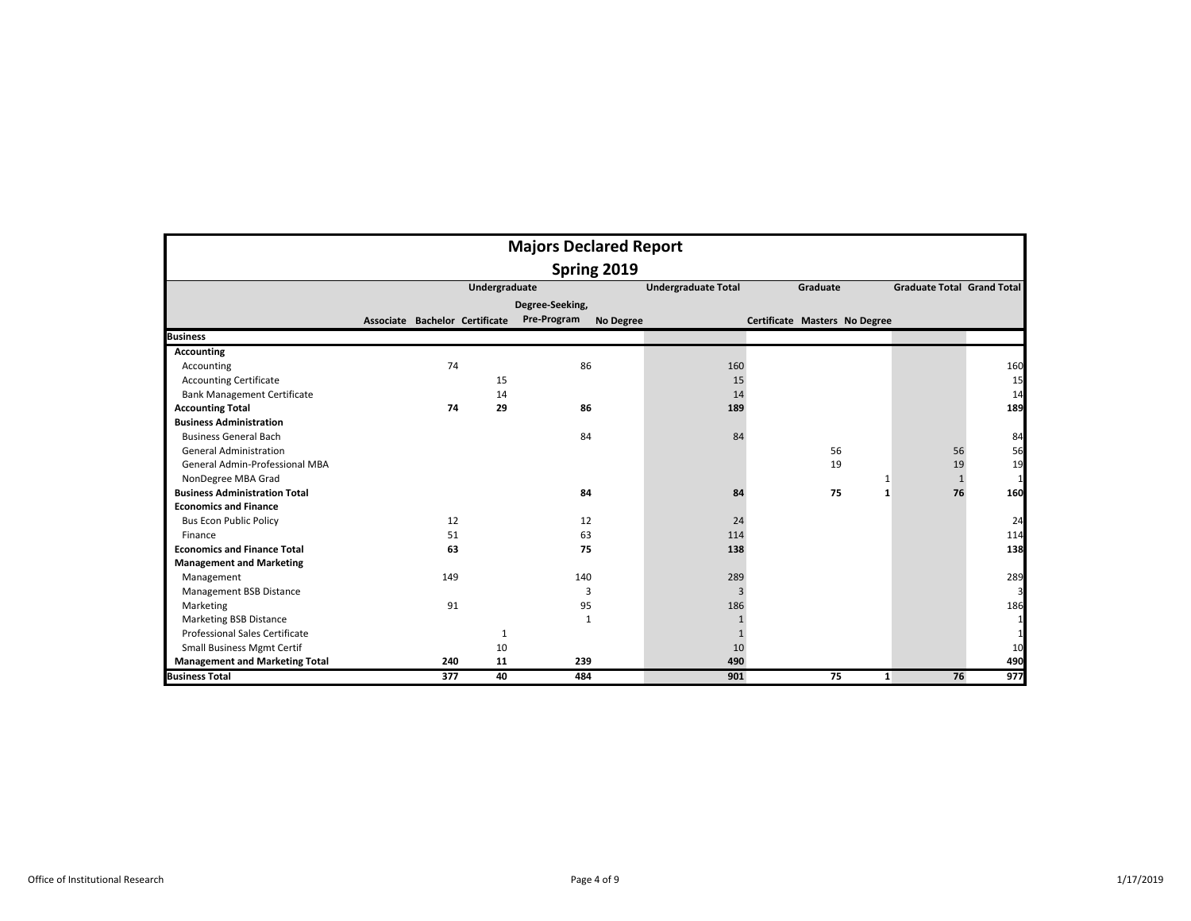# Majors Declared Report

## Spring 2019

| | Undergraduate | | | | | Undergraduate Total | Graduate | | | Graduate Total | Grand Total |
|---|---|---|---|---|---|---|---|---|---|---|---|
| | Associate | Bachelor | Certificate | Degree-Seeking, Pre-Program | No Degree | | Certificate | Masters | No Degree | | |
| **Business** | | | | | | | | | | | |
| **Accounting** | | | | | | | | | | | |
| Accounting | | 74 | | 86 | | 160 | | | | | 160 |
| Accounting Certificate | | | 15 | | | 15 | | | | | 15 |
| Bank Management Certificate | | | 14 | | | 14 | | | | | 14 |
| **Accounting Total** | | **74** | **29** | **86** | | **189** | | | | | **189** |
| **Business Administration** | | | | | | | | | | | |
| Business General Bach | | | | 84 | | 84 | | | | | 84 |
| General Administration | | | | | | | | 56 | | 56 | 56 |
| General Admin-Professional MBA | | | | | | | | 19 | | 19 | 19 |
| NonDegree MBA Grad | | | | | | | | | 1 | 1 | 1 |
| **Business Administration Total** | | | | **84** | | **84** | | **75** | **1** | **76** | **160** |
| **Economics and Finance** | | | | | | | | | | | |
| Bus Econ Public Policy | | 12 | | 12 | | 24 | | | | | 24 |
| Finance | | 51 | | 63 | | 114 | | | | | 114 |
| **Economics and Finance Total** | | **63** | | **75** | | **138** | | | | | **138** |
| **Management and Marketing** | | | | | | | | | | | |
| Management | | 149 | | 140 | | 289 | | | | | 289 |
| Management BSB Distance | | | | 3 | | 3 | | | | | 3 |
| Marketing | | 91 | | 95 | | 186 | | | | | 186 |
| Marketing BSB Distance | | | | 1 | | 1 | | | | | 1 |
| Professional Sales Certificate | | | 1 | | | 1 | | | | | 1 |
| Small Business Mgmt Certif | | | 10 | | | 10 | | | | | 10 |
| **Management and Marketing Total** | | **240** | **11** | **239** | | **490** | | | | | **490** |
| **Business Total** | | **377** | **40** | **484** | | **901** | | **75** | **1** | **76** | **977** |

Office of Institutional Research

1/17/2019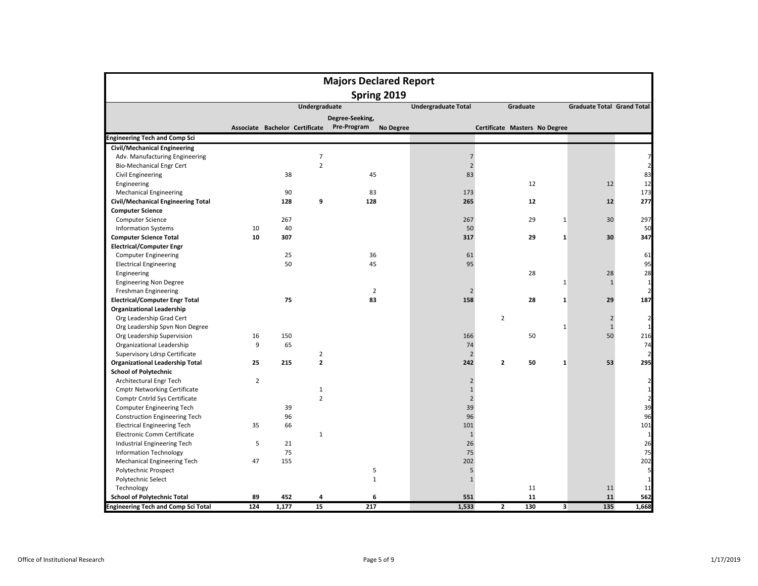# Majors Declared Report

## Spring 2019

| | Undergraduate | | | | | Undergraduate Total | Graduate | | | Graduate Total | Grand Total |
|---|---|---|---|---|---|---|---|---|---|---|---|
| | Associate | Bachelor | Certificate | Degree-Seeking, Pre-Program | No Degree | | Certificate | Masters | No Degree | | |
| **Engineering Tech and Comp Sci** | | | | | | | | | | | |
| **Civil/Mechanical Engineering** | | | | | | | | | | | |
| Adv. Manufacturing Engineering | | | 7 | | | 7 | | | | | 7 |
| Bio-Mechanical Engr Cert | | | 2 | | | 2 | | | | | 2 |
| Civil Engineering | | 38 | | 45 | | 83 | | | | | 83 |
| Engineering | | | | | | | | 12 | | 12 | 12 |
| Mechanical Engineering | | 90 | | 83 | | 173 | | | | | 173 |
| **Civil/Mechanical Engineering Total** | | **128** | **9** | **128** | | **265** | | **12** | | **12** | **277** |
| **Computer Science** | | | | | | | | | | | |
| Computer Science | | 267 | | | | 267 | | 29 | 1 | 30 | 297 |
| Information Systems | 10 | 40 | | | | 50 | | | | | 50 |
| **Computer Science Total** | **10** | **307** | | | | **317** | | **29** | **1** | **30** | **347** |
| **Electrical/Computer Engr** | | | | | | | | | | | |
| Computer Engineering | | 25 | | 36 | | 61 | | | | | 61 |
| Electrical Engineering | | 50 | | 45 | | 95 | | | | | 95 |
| Engineering | | | | | | | | 28 | | 28 | 28 |
| Engineering Non Degree | | | | | | | | | 1 | 1 | 1 |
| Freshman Engineering | | | | 2 | | 2 | | | | | 2 |
| **Electrical/Computer Engr Total** | | **75** | | **83** | | **158** | | **28** | **1** | **29** | **187** |
| **Organizational Leadership** | | | | | | | | | | | |
| Org Leadership Grad Cert | | | | | | | 2 | | | 2 | 2 |
| Org Leadership Spvn Non Degree | | | | | | | | | 1 | 1 | 1 |
| Org Leadership Supervision | 16 | 150 | | | | 166 | | 50 | | 50 | 216 |
| Organizational Leadership | 9 | 65 | | | | 74 | | | | | 74 |
| Supervisory Ldrsp Certificate | | | 2 | | | 2 | | | | | 2 |
| **Organizational Leadership Total** | **25** | **215** | **2** | | | **242** | **2** | **50** | **1** | **53** | **295** |
| **School of Polytechnic** | | | | | | | | | | | |
| Architectural Engr Tech | 2 | | | | | 2 | | | | | 2 |
| Cmptr Networking Certificate | | | 1 | | | 1 | | | | | 1 |
| Comptr Cntrld Sys Certificate | | | 2 | | | 2 | | | | | 2 |
| Computer Engineering Tech | | 39 | | | | 39 | | | | | 39 |
| Construction Engineering Tech | | 96 | | | | 96 | | | | | 96 |
| Electrical Engineering Tech | 35 | 66 | | | | 101 | | | | | 101 |
| Electronic Comm Certificate | | | 1 | | | 1 | | | | | 1 |
| Industrial Engineering Tech | 5 | 21 | | | | 26 | | | | | 26 |
| Information Technology | | 75 | | | | 75 | | | | | 75 |
| Mechanical Engineering Tech | 47 | 155 | | | | 202 | | | | | 202 |
| Polytechnic Prospect | | | | 5 | | 5 | | | | | 5 |
| Polytechnic Select | | | | 1 | | 1 | | | | | 1 |
| Technology | | | | | | | | 11 | | 11 | 11 |
| **School of Polytechnic Total** | **89** | **452** | **4** | **6** | | **551** | | **11** | | **11** | **562** |
| **Engineering Tech and Comp Sci Total** | **124** | **1,177** | **15** | **217** | | **1,533** | **2** | **130** | **3** | **135** | **1,668** |

Office of Institutional Research 1/17/2019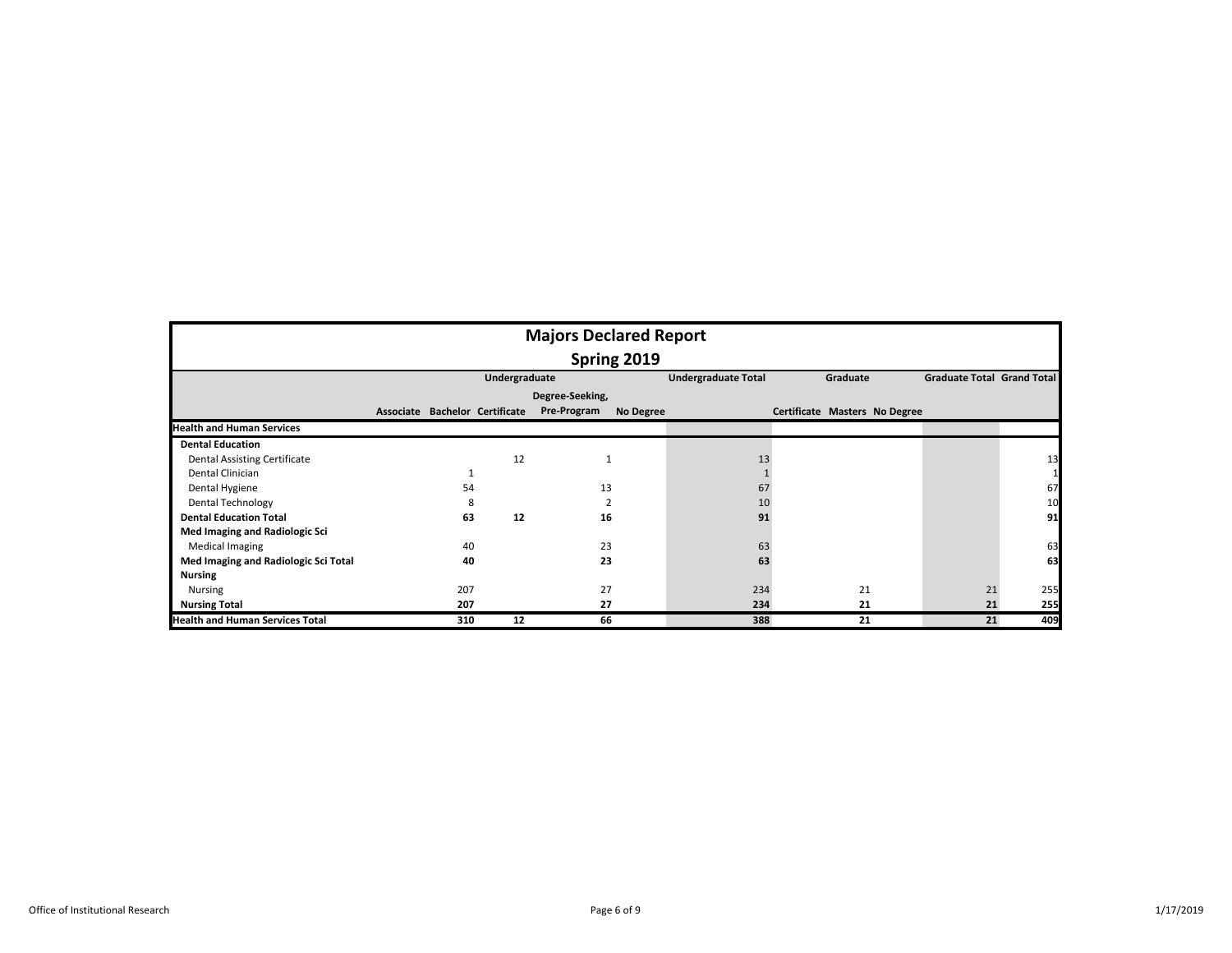# Majors Declared Report

## Spring 2019

| | Undergraduate | | | | | Undergraduate Total | Graduate | | | Graduate Total | Grand Total |
|---|---|---|---|---|---|---|---|---|---|---|---|
| | Associate | Bachelor | Certificate | Degree-Seeking, Pre-Program | No Degree | | Certificate | Masters | No Degree | | |
| **Health and Human Services** | | | | | | | | | | | |
| **Dental Education** | | | | | | | | | | | |
| Dental Assisting Certificate | | | 12 | 1 | | 13 | | | | | 13 |
| Dental Clinician | | 1 | | | | 1 | | | | | 1 |
| Dental Hygiene | | 54 | | 13 | | 67 | | | | | 67 |
| Dental Technology | | 8 | | 2 | | 10 | | | | | 10 |
| **Dental Education Total** | | **63** | **12** | **16** | | **91** | | | | | **91** |
| **Med Imaging and Radiologic Sci** | | | | | | | | | | | |
| Medical Imaging | | 40 | | 23 | | 63 | | | | | 63 |
| **Med Imaging and Radiologic Sci Total** | | **40** | | **23** | | **63** | | | | | **63** |
| **Nursing** | | | | | | | | | | | |
| Nursing | | 207 | | 27 | | 234 | | 21 | | 21 | 255 |
| **Nursing Total** | | **207** | | **27** | | **234** | | **21** | | **21** | **255** |
| **Health and Human Services Total** | | **310** | **12** | **66** | | **388** | | **21** | | **21** | **409** |

Office of Institutional Research

1/17/2019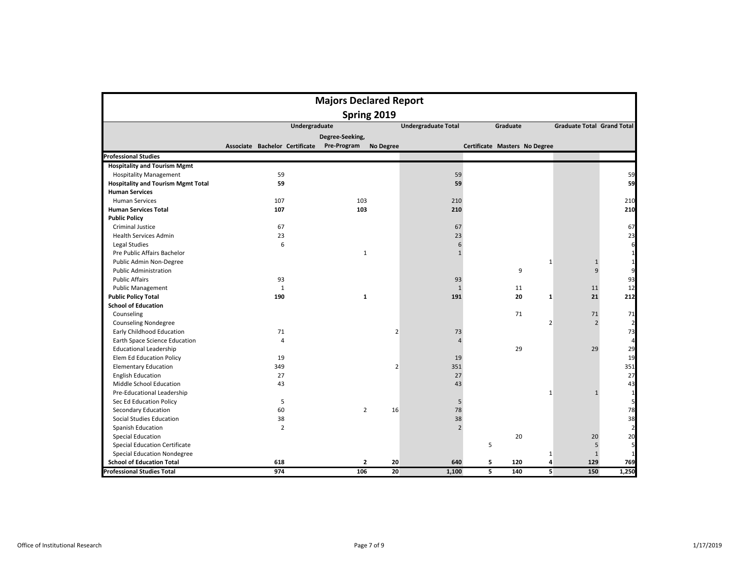# Majors Declared Report

## Spring 2019

| | Undergraduate | | | | | Undergraduate Total | Graduate | | | Graduate Total | Grand Total |
|---|---|---|---|---|---|---|---|---|---|---|---|
| | Associate | Bachelor | Certificate | Degree-Seeking, Pre-Program | No Degree | | Certificate | Masters | No Degree | | |
| **Professional Studies** | | | | | | | | | | | |
| **Hospitality and Tourism Mgmt** | | | | | | | | | | | |
| Hospitality Management | | 59 | | | | 59 | | | | | 59 |
| **Hospitality and Tourism Mgmt Total** | | **59** | | | | **59** | | | | | **59** |
| **Human Services** | | | | | | | | | | | |
| Human Services | | 107 | | 103 | | 210 | | | | | 210 |
| **Human Services Total** | | **107** | | **103** | | **210** | | | | | **210** |
| **Public Policy** | | | | | | | | | | | |
| Criminal Justice | | 67 | | | | 67 | | | | | 67 |
| Health Services Admin | | 23 | | | | 23 | | | | | 23 |
| Legal Studies | | 6 | | | | 6 | | | | | 6 |
| Pre Public Affairs Bachelor | | | | 1 | | 1 | | | | | 1 |
| Public Admin Non-Degree | | | | | | | | | 1 | 1 | 1 |
| Public Administration | | | | | | | | 9 | | 9 | 9 |
| Public Affairs | | 93 | | | | 93 | | | | | 93 |
| Public Management | | 1 | | | | 1 | | 11 | | 11 | 12 |
| **Public Policy Total** | | **190** | | **1** | | **191** | | **20** | **1** | **21** | **212** |
| **School of Education** | | | | | | | | | | | |
| Counseling | | | | | | | | 71 | | 71 | 71 |
| Counseling Nondegree | | | | | | | | | 2 | 2 | 2 |
| Early Childhood Education | | 71 | | | 2 | 73 | | | | | 73 |
| Earth Space Science Education | | 4 | | | | 4 | | | | | 4 |
| Educational Leadership | | | | | | | | 29 | | 29 | 29 |
| Elem Ed Education Policy | | 19 | | | | 19 | | | | | 19 |
| Elementary Education | | 349 | | | 2 | 351 | | | | | 351 |
| English Education | | 27 | | | | 27 | | | | | 27 |
| Middle School Education | | 43 | | | | 43 | | | | | 43 |
| Pre-Educational Leadership | | | | | | | | | 1 | 1 | 1 |
| Sec Ed Education Policy | | 5 | | | | 5 | | | | | 5 |
| Secondary Education | | 60 | | 2 | 16 | 78 | | | | | 78 |
| Social Studies Education | | 38 | | | | 38 | | | | | 38 |
| Spanish Education | | 2 | | | | 2 | | | | | 2 |
| Special Education | | | | | | | | 20 | | 20 | 20 |
| Special Education Certificate | | | | | | | 5 | | | 5 | 5 |
| Special Education Nondegree | | | | | | | | | 1 | 1 | 1 |
| **School of Education Total** | | **618** | | **2** | **20** | **640** | **5** | **120** | **4** | **129** | **769** |
| **Professional Studies Total** | | **974** | | **106** | **20** | **1,100** | **5** | **140** | **5** | **150** | **1,250** |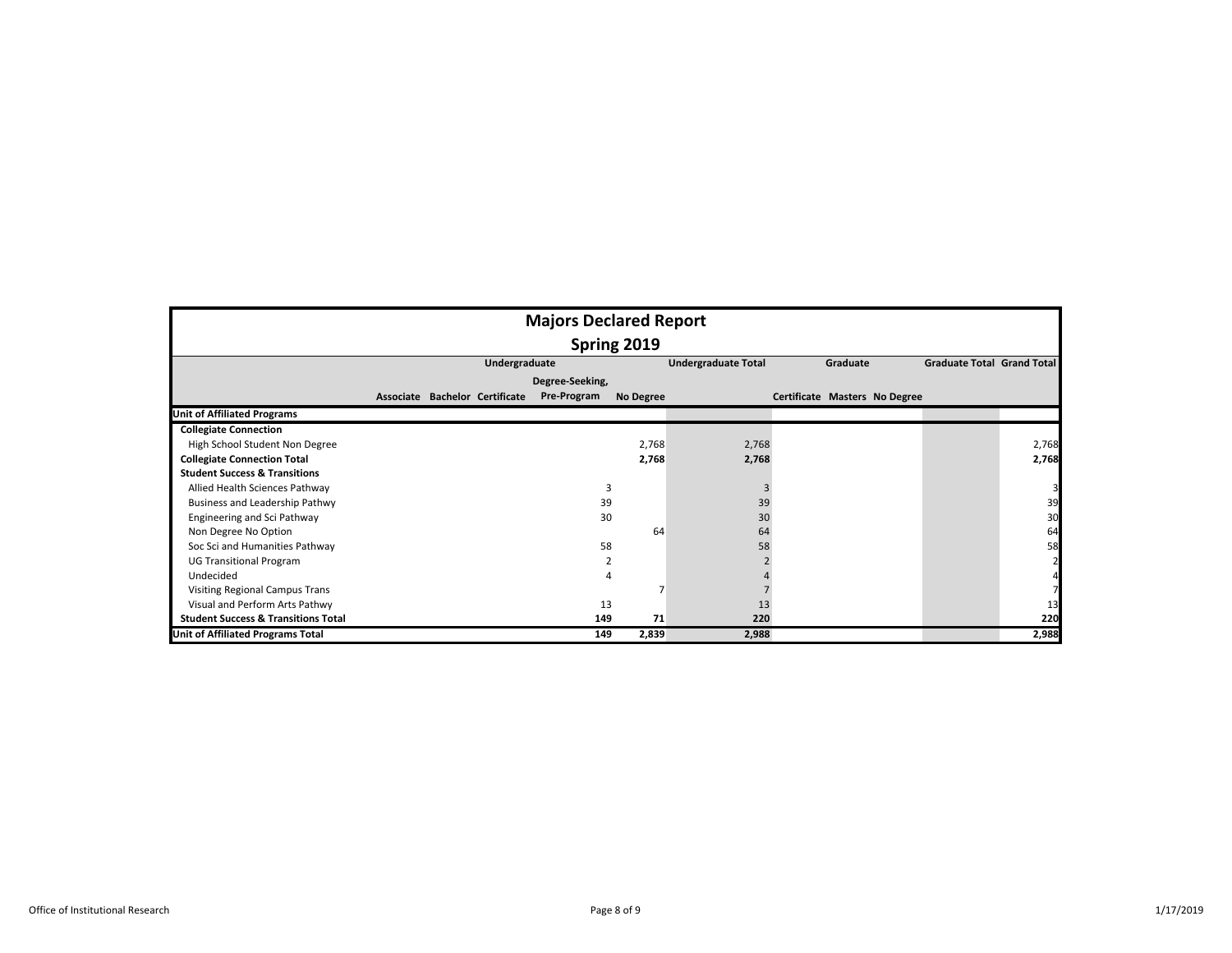# Majors Declared Report

## Spring 2019

| | Undergraduate | | | | | Undergraduate Total | Graduate | | | Graduate Total | Grand Total |
|---|---|---|---|---|---|---|---|---|---|---|---|
| | Associate | Bachelor | Certificate | Degree-Seeking, Pre-Program | No Degree | | Certificate | Masters | No Degree | | |
| **Unit of Affiliated Programs** | | | | | | | | | | | |
| **Collegiate Connection** | | | | | | | | | | | |
| High School Student Non Degree | | | | | 2,768 | 2,768 | | | | | 2,768 |
| **Collegiate Connection Total** | | | | | **2,768** | **2,768** | | | | | **2,768** |
| **Student Success & Transitions** | | | | | | | | | | | |
| Allied Health Sciences Pathway | | | | 3 | | 3 | | | | | 3 |
| Business and Leadership Pathwy | | | | 39 | | 39 | | | | | 39 |
| Engineering and Sci Pathway | | | | 30 | | 30 | | | | | 30 |
| Non Degree No Option | | | | | 64 | 64 | | | | | 64 |
| Soc Sci and Humanities Pathway | | | | 58 | | 58 | | | | | 58 |
| UG Transitional Program | | | | 2 | | 2 | | | | | 2 |
| Undecided | | | | 4 | | 4 | | | | | 4 |
| Visiting Regional Campus Trans | | | | | 7 | 7 | | | | | 7 |
| Visual and Perform Arts Pathwy | | | | 13 | | 13 | | | | | 13 |
| **Student Success & Transitions Total** | | | | **149** | **71** | **220** | | | | | **220** |
| **Unit of Affiliated Programs Total** | | | | **149** | **2,839** | **2,988** | | | | | **2,988** |

Office of Institutional Research

1/17/2019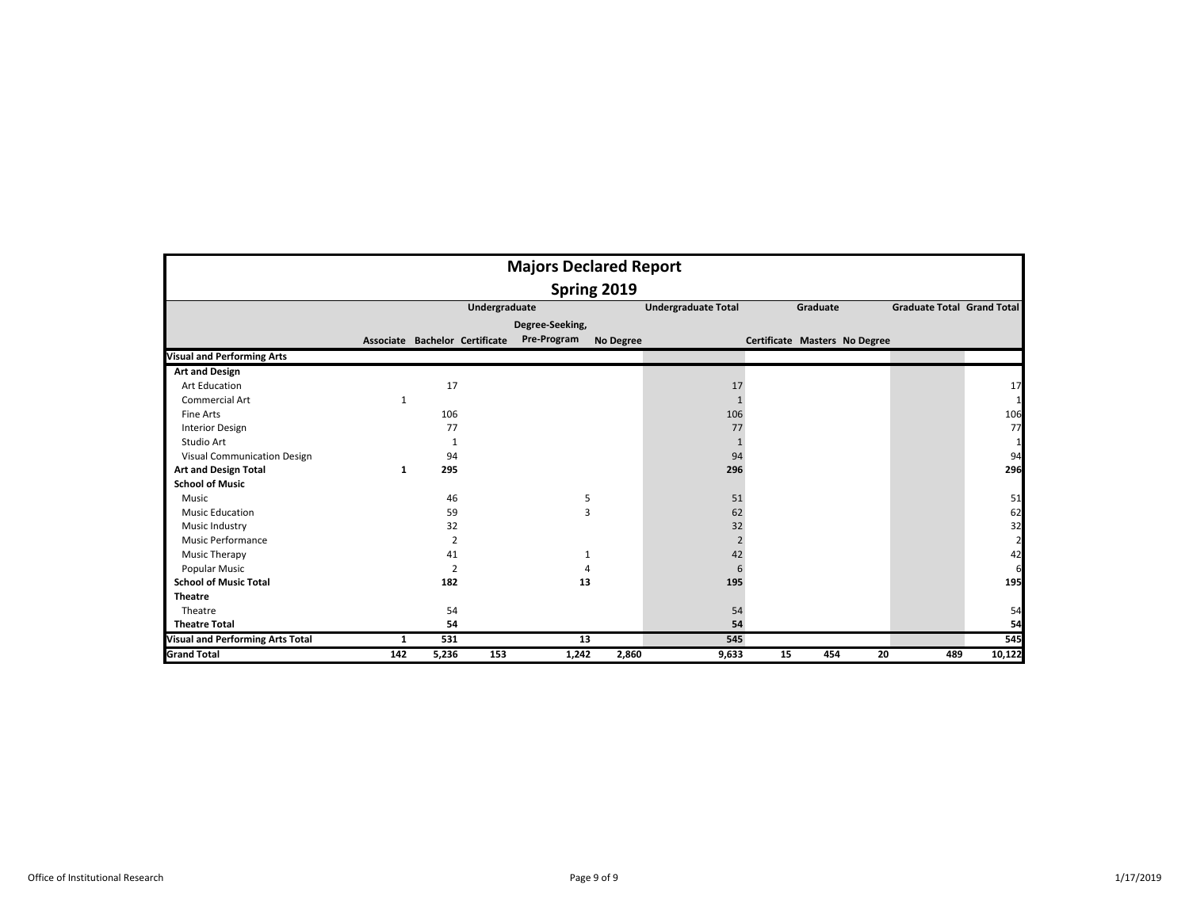# Majors Declared Report

## Spring 2019

| | Undergraduate | | | | | Undergraduate Total | Graduate | | | Graduate Total | Grand Total |
|---|---|---|---|---|---|---|---|---|---|---|---|
| | Associate | Bachelor | Certificate | Degree-Seeking, Pre-Program | No Degree | | Certificate | Masters | No Degree | | |
| **Visual and Performing Arts** | | | | | | | | | | | |
| **Art and Design** | | | | | | | | | | | |
| Art Education | | 17 | | | | 17 | | | | | 17 |
| Commercial Art | 1 | | | | | 1 | | | | | 1 |
| Fine Arts | | 106 | | | | 106 | | | | | 106 |
| Interior Design | | 77 | | | | 77 | | | | | 77 |
| Studio Art | | 1 | | | | 1 | | | | | 1 |
| Visual Communication Design | | 94 | | | | 94 | | | | | 94 |
| **Art and Design Total** | **1** | **295** | | | | **296** | | | | | **296** |
| **School of Music** | | | | | | | | | | | |
| Music | | 46 | | 5 | | 51 | | | | | 51 |
| Music Education | | 59 | | 3 | | 62 | | | | | 62 |
| Music Industry | | 32 | | | | 32 | | | | | 32 |
| Music Performance | | 2 | | | | 2 | | | | | 2 |
| Music Therapy | | 41 | | 1 | | 42 | | | | | 42 |
| Popular Music | | 2 | | 4 | | 6 | | | | | 6 |
| **School of Music Total** | | **182** | | **13** | | **195** | | | | | **195** |
| **Theatre** | | | | | | | | | | | |
| Theatre | | 54 | | | | 54 | | | | | 54 |
| **Theatre Total** | | **54** | | | | **54** | | | | | **54** |
| **Visual and Performing Arts Total** | **1** | **531** | | **13** | | **545** | | | | | **545** |
| **Grand Total** | **142** | **5,236** | **153** | **1,242** | **2,860** | **9,633** | **15** | **454** | **20** | **489** | **10,122** |